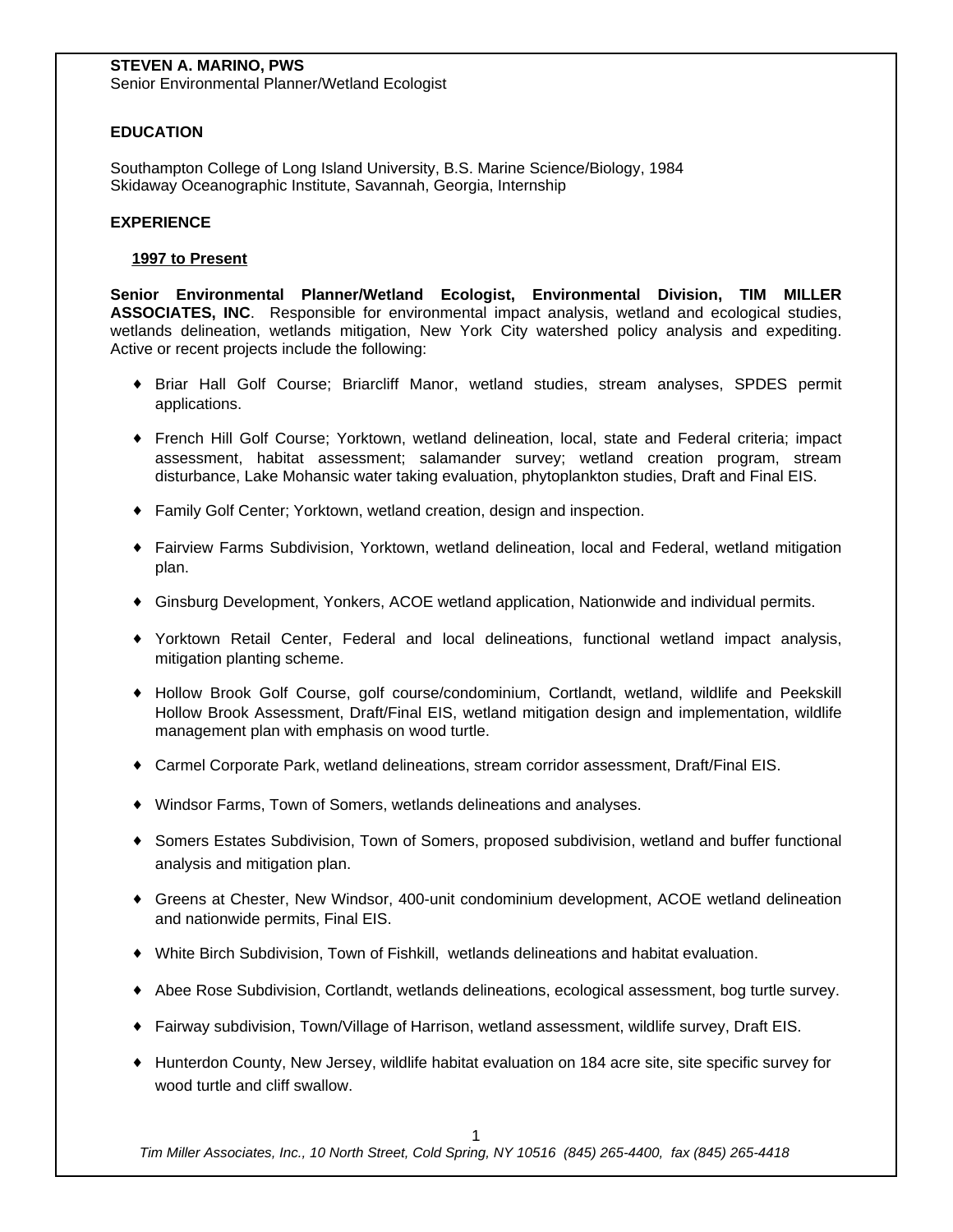**STEVEN A. MARINO, PWS**
Senior Environmental Planner/Wetland Ecologist

## EDUCATION

Southampton College of Long Island University, B.S. Marine Science/Biology, 1984
Skidaway Oceanographic Institute, Savannah, Georgia, Internship

## EXPERIENCE

### 1997 to Present

**Senior Environmental Planner/Wetland Ecologist, Environmental Division, TIM MILLER ASSOCIATES, INC**. Responsible for environmental impact analysis, wetland and ecological studies, wetlands delineation, wetlands mitigation, New York City watershed policy analysis and expediting. Active or recent projects include the following:

- Briar Hall Golf Course; Briarcliff Manor, wetland studies, stream analyses, SPDES permit applications.
- French Hill Golf Course; Yorktown, wetland delineation, local, state and Federal criteria; impact assessment, habitat assessment; salamander survey; wetland creation program, stream disturbance, Lake Mohansic water taking evaluation, phytoplankton studies, Draft and Final EIS.
- Family Golf Center; Yorktown, wetland creation, design and inspection.
- Fairview Farms Subdivision, Yorktown, wetland delineation, local and Federal, wetland mitigation plan.
- Ginsburg Development, Yonkers, ACOE wetland application, Nationwide and individual permits.
- Yorktown Retail Center, Federal and local delineations, functional wetland impact analysis, mitigation planting scheme.
- Hollow Brook Golf Course, golf course/condominium, Cortlandt, wetland, wildlife and Peekskill Hollow Brook Assessment, Draft/Final EIS, wetland mitigation design and implementation, wildlife management plan with emphasis on wood turtle.
- Carmel Corporate Park, wetland delineations, stream corridor assessment, Draft/Final EIS.
- Windsor Farms, Town of Somers, wetlands delineations and analyses.
- Somers Estates Subdivision, Town of Somers, proposed subdivision, wetland and buffer functional analysis and mitigation plan.
- Greens at Chester, New Windsor, 400-unit condominium development, ACOE wetland delineation and nationwide permits, Final EIS.
- White Birch Subdivision, Town of Fishkill, wetlands delineations and habitat evaluation.
- Abee Rose Subdivision, Cortlandt, wetlands delineations, ecological assessment, bog turtle survey.
- Fairway subdivision, Town/Village of Harrison, wetland assessment, wildlife survey, Draft EIS.
- Hunterdon County, New Jersey, wildlife habitat evaluation on 184 acre site, site specific survey for wood turtle and cliff swallow.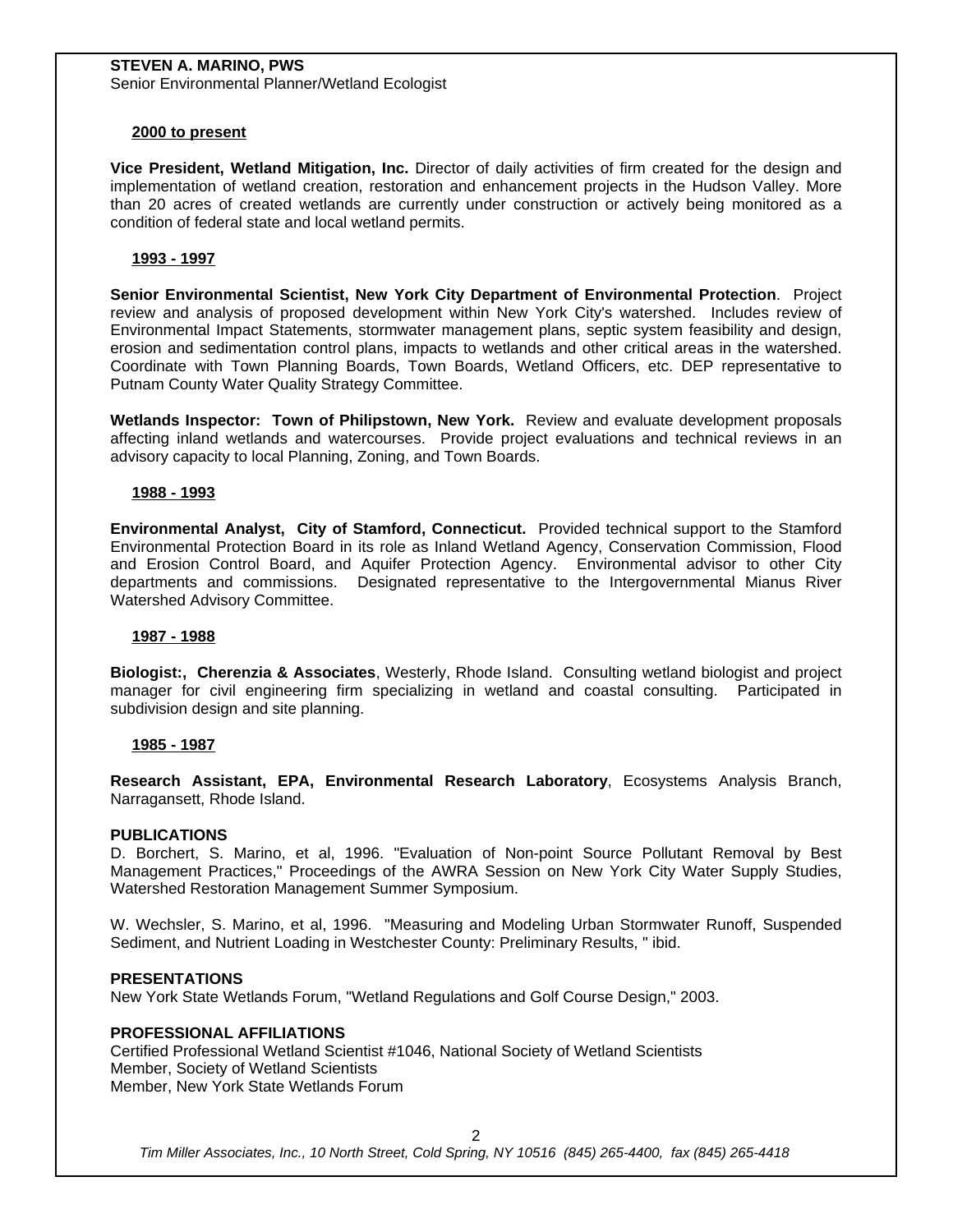**STEVEN A. MARINO, PWS**
Senior Environmental Planner/Wetland Ecologist

**2000 to present**

**Vice President, Wetland Mitigation, Inc.** Director of daily activities of firm created for the design and implementation of wetland creation, restoration and enhancement projects in the Hudson Valley. More than 20 acres of created wetlands are currently under construction or actively being monitored as a condition of federal state and local wetland permits.

**1993 - 1997**

**Senior Environmental Scientist, New York City Department of Environmental Protection**. Project review and analysis of proposed development within New York City's watershed. Includes review of Environmental Impact Statements, stormwater management plans, septic system feasibility and design, erosion and sedimentation control plans, impacts to wetlands and other critical areas in the watershed. Coordinate with Town Planning Boards, Town Boards, Wetland Officers, etc. DEP representative to Putnam County Water Quality Strategy Committee.

**Wetlands Inspector: Town of Philipstown, New York.** Review and evaluate development proposals affecting inland wetlands and watercourses. Provide project evaluations and technical reviews in an advisory capacity to local Planning, Zoning, and Town Boards.

**1988 - 1993**

**Environmental Analyst, City of Stamford, Connecticut.** Provided technical support to the Stamford Environmental Protection Board in its role as Inland Wetland Agency, Conservation Commission, Flood and Erosion Control Board, and Aquifer Protection Agency. Environmental advisor to other City departments and commissions. Designated representative to the Intergovernmental Mianus River Watershed Advisory Committee.

**1987 - 1988**

**Biologist:, Cherenzia & Associates**, Westerly, Rhode Island. Consulting wetland biologist and project manager for civil engineering firm specializing in wetland and coastal consulting. Participated in subdivision design and site planning.

**1985 - 1987**

**Research Assistant, EPA, Environmental Research Laboratory**, Ecosystems Analysis Branch, Narragansett, Rhode Island.

**PUBLICATIONS**

D. Borchert, S. Marino, et al, 1996. "Evaluation of Non-point Source Pollutant Removal by Best Management Practices," Proceedings of the AWRA Session on New York City Water Supply Studies, Watershed Restoration Management Summer Symposium.

W. Wechsler, S. Marino, et al, 1996. "Measuring and Modeling Urban Stormwater Runoff, Suspended Sediment, and Nutrient Loading in Westchester County: Preliminary Results, " ibid.

**PRESENTATIONS**

New York State Wetlands Forum, "Wetland Regulations and Golf Course Design," 2003.

**PROFESSIONAL AFFILIATIONS**

Certified Professional Wetland Scientist #1046, National Society of Wetland Scientists
Member, Society of Wetland Scientists
Member, New York State Wetlands Forum

*Tim Miller Associates, Inc., 10 North Street, Cold Spring, NY 10516 (845) 265-4400, fax (845) 265-4418*